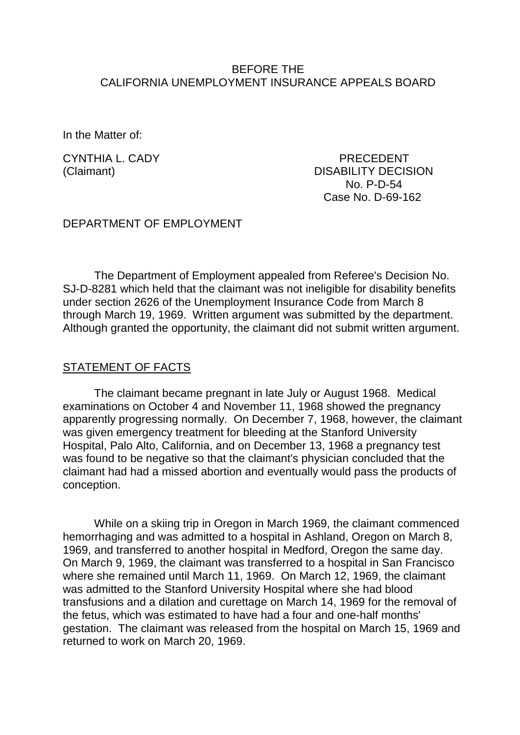BEFORE THE
CALIFORNIA UNEMPLOYMENT INSURANCE APPEALS BOARD

In the Matter of:

CYNTHIA L. CADY
(Claimant)

PRECEDENT
DISABILITY DECISION
No. P-D-54
Case No. D-69-162

DEPARTMENT OF EMPLOYMENT

The Department of Employment appealed from Referee's Decision No. SJ-D-8281 which held that the claimant was not ineligible for disability benefits under section 2626 of the Unemployment Insurance Code from March 8 through March 19, 1969. Written argument was submitted by the department. Although granted the opportunity, the claimant did not submit written argument.

## STATEMENT OF FACTS

The claimant became pregnant in late July or August 1968. Medical examinations on October 4 and November 11, 1968 showed the pregnancy apparently progressing normally. On December 7, 1968, however, the claimant was given emergency treatment for bleeding at the Stanford University Hospital, Palo Alto, California, and on December 13, 1968 a pregnancy test was found to be negative so that the claimant's physician concluded that the claimant had had a missed abortion and eventually would pass the products of conception.

While on a skiing trip in Oregon in March 1969, the claimant commenced hemorrhaging and was admitted to a hospital in Ashland, Oregon on March 8, 1969, and transferred to another hospital in Medford, Oregon the same day. On March 9, 1969, the claimant was transferred to a hospital in San Francisco where she remained until March 11, 1969. On March 12, 1969, the claimant was admitted to the Stanford University Hospital where she had blood transfusions and a dilation and curettage on March 14, 1969 for the removal of the fetus, which was estimated to have had a four and one-half months' gestation. The claimant was released from the hospital on March 15, 1969 and returned to work on March 20, 1969.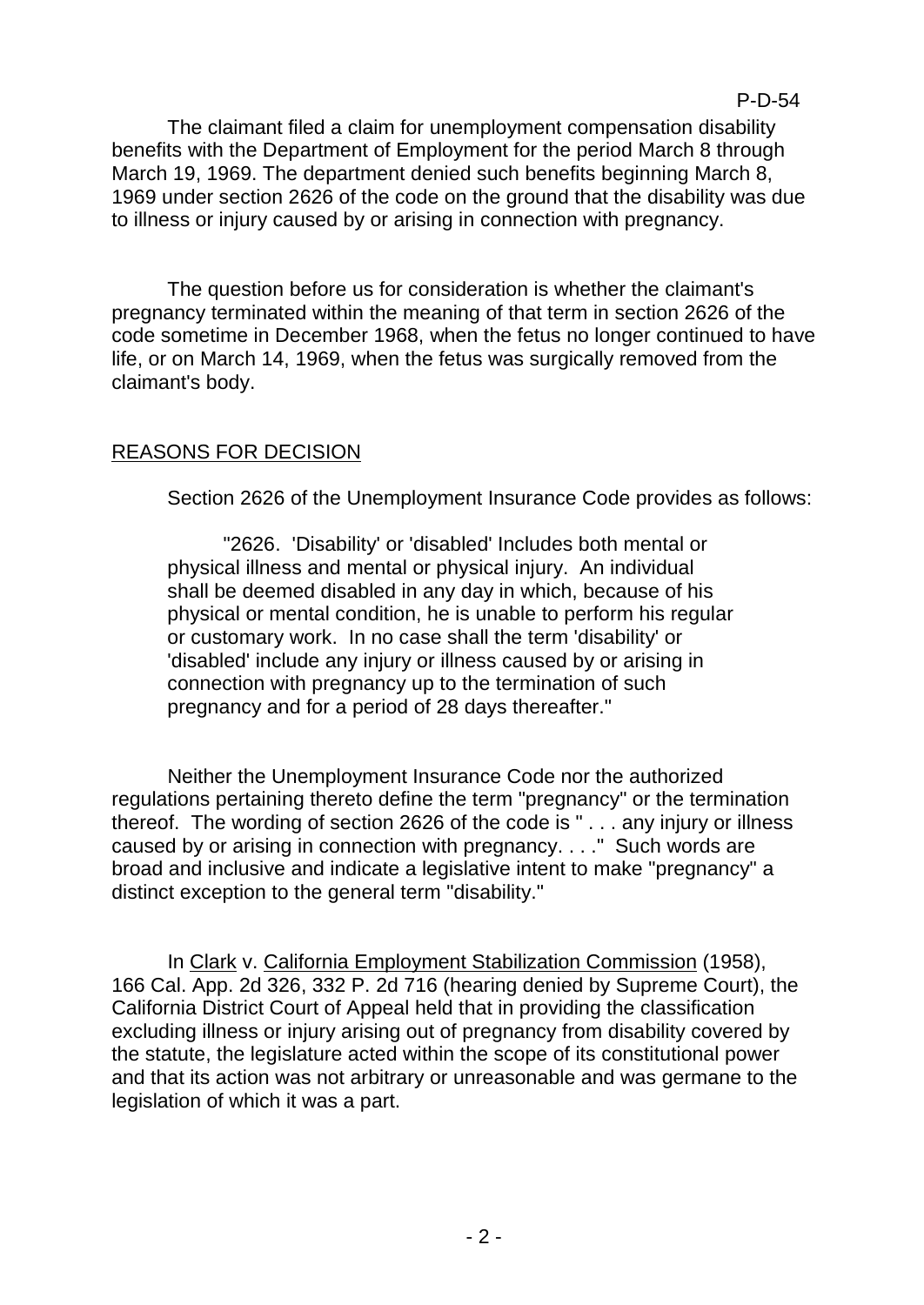The claimant filed a claim for unemployment compensation disability benefits with the Department of Employment for the period March 8 through March 19, 1969. The department denied such benefits beginning March 8, 1969 under section 2626 of the code on the ground that the disability was due to illness or injury caused by or arising in connection with pregnancy.

The question before us for consideration is whether the claimant's pregnancy terminated within the meaning of that term in section 2626 of the code sometime in December 1968, when the fetus no longer continued to have life, or on March 14, 1969, when the fetus was surgically removed from the claimant's body.

## REASONS FOR DECISION

Section 2626 of the Unemployment Insurance Code provides as follows:

> "2626. 'Disability' or 'disabled' Includes both mental or physical illness and mental or physical injury. An individual shall be deemed disabled in any day in which, because of his physical or mental condition, he is unable to perform his regular or customary work. In no case shall the term 'disability' or 'disabled' include any injury or illness caused by or arising in connection with pregnancy up to the termination of such pregnancy and for a period of 28 days thereafter."

Neither the Unemployment Insurance Code nor the authorized regulations pertaining thereto define the term "pregnancy" or the termination thereof. The wording of section 2626 of the code is " . . . any injury or illness caused by or arising in connection with pregnancy. . . ." Such words are broad and inclusive and indicate a legislative intent to make "pregnancy" a distinct exception to the general term "disability."

In Clark v. California Employment Stabilization Commission (1958), 166 Cal. App. 2d 326, 332 P. 2d 716 (hearing denied by Supreme Court), the California District Court of Appeal held that in providing the classification excluding illness or injury arising out of pregnancy from disability covered by the statute, the legislature acted within the scope of its constitutional power and that its action was not arbitrary or unreasonable and was germane to the legislation of which it was a part.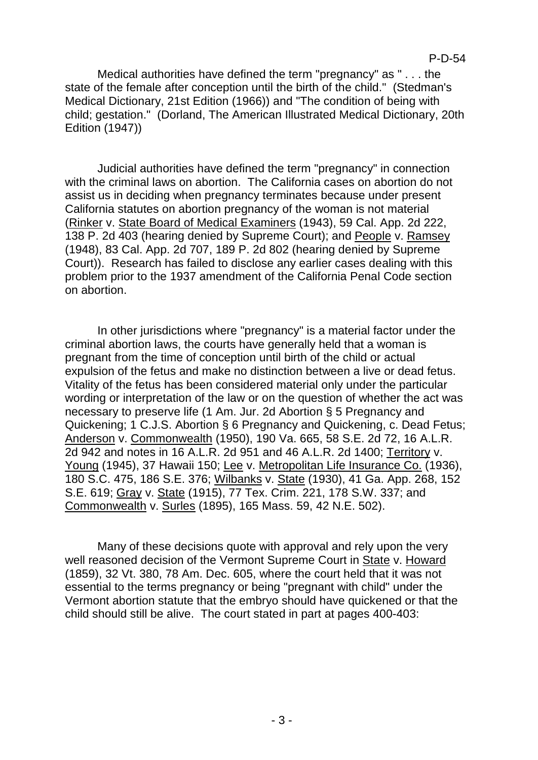Medical authorities have defined the term "pregnancy" as " . . . the state of the female after conception until the birth of the child." (Stedman's Medical Dictionary, 21st Edition (1966)) and "The condition of being with child; gestation." (Dorland, The American Illustrated Medical Dictionary, 20th Edition (1947))

Judicial authorities have defined the term "pregnancy" in connection with the criminal laws on abortion. The California cases on abortion do not assist us in deciding when pregnancy terminates because under present California statutes on abortion pregnancy of the woman is not material (Rinker v. State Board of Medical Examiners (1943), 59 Cal. App. 2d 222, 138 P. 2d 403 (hearing denied by Supreme Court); and People v. Ramsey (1948), 83 Cal. App. 2d 707, 189 P. 2d 802 (hearing denied by Supreme Court)). Research has failed to disclose any earlier cases dealing with this problem prior to the 1937 amendment of the California Penal Code section on abortion.

In other jurisdictions where "pregnancy" is a material factor under the criminal abortion laws, the courts have generally held that a woman is pregnant from the time of conception until birth of the child or actual expulsion of the fetus and make no distinction between a live or dead fetus. Vitality of the fetus has been considered material only under the particular wording or interpretation of the law or on the question of whether the act was necessary to preserve life (1 Am. Jur. 2d Abortion § 5 Pregnancy and Quickening; 1 C.J.S. Abortion § 6 Pregnancy and Quickening, c. Dead Fetus; Anderson v. Commonwealth (1950), 190 Va. 665, 58 S.E. 2d 72, 16 A.L.R. 2d 942 and notes in 16 A.L.R. 2d 951 and 46 A.L.R. 2d 1400; Territory v. Young (1945), 37 Hawaii 150; Lee v. Metropolitan Life Insurance Co. (1936), 180 S.C. 475, 186 S.E. 376; Wilbanks v. State (1930), 41 Ga. App. 268, 152 S.E. 619; Gray v. State (1915), 77 Tex. Crim. 221, 178 S.W. 337; and Commonwealth v. Surles (1895), 165 Mass. 59, 42 N.E. 502).

Many of these decisions quote with approval and rely upon the very well reasoned decision of the Vermont Supreme Court in State v. Howard (1859), 32 Vt. 380, 78 Am. Dec. 605, where the court held that it was not essential to the terms pregnancy or being "pregnant with child" under the Vermont abortion statute that the embryo should have quickened or that the child should still be alive. The court stated in part at pages 400-403: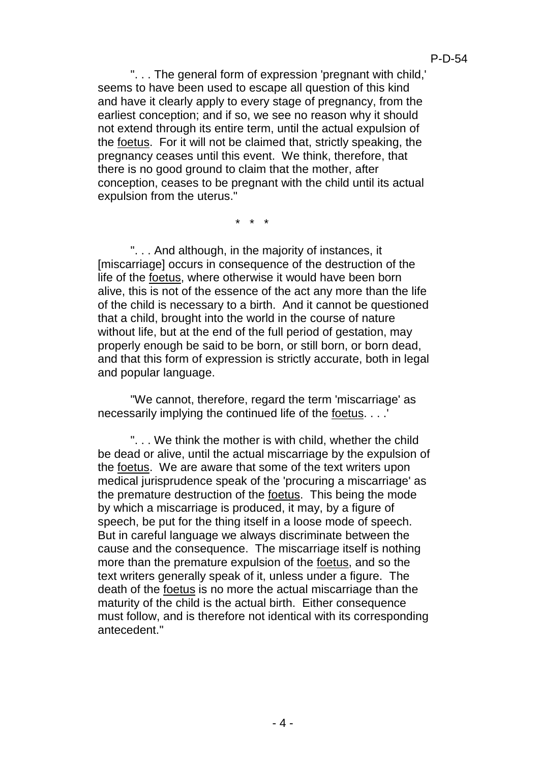". . . The general form of expression 'pregnant with child,' seems to have been used to escape all question of this kind and have it clearly apply to every stage of pregnancy, from the earliest conception; and if so, we see no reason why it should not extend through its entire term, until the actual expulsion of the <u>foetus</u>. For it will not be claimed that, strictly speaking, the pregnancy ceases until this event. We think, therefore, that there is no good ground to claim that the mother, after conception, ceases to be pregnant with the child until its actual expulsion from the uterus."

\* \* \*

". . . And although, in the majority of instances, it [miscarriage] occurs in consequence of the destruction of the life of the <u>foetus</u>, where otherwise it would have been born alive, this is not of the essence of the act any more than the life of the child is necessary to a birth. And it cannot be questioned that a child, brought into the world in the course of nature without life, but at the end of the full period of gestation, may properly enough be said to be born, or still born, or born dead, and that this form of expression is strictly accurate, both in legal and popular language.

"We cannot, therefore, regard the term 'miscarriage' as necessarily implying the continued life of the <u>foetus</u>. . . .'

". . . We think the mother is with child, whether the child be dead or alive, until the actual miscarriage by the expulsion of the <u>foetus</u>. We are aware that some of the text writers upon medical jurisprudence speak of the 'procuring a miscarriage' as the premature destruction of the <u>foetus</u>. This being the mode by which a miscarriage is produced, it may, by a figure of speech, be put for the thing itself in a loose mode of speech. But in careful language we always discriminate between the cause and the consequence. The miscarriage itself is nothing more than the premature expulsion of the <u>foetus</u>, and so the text writers generally speak of it, unless under a figure. The death of the <u>foetus</u> is no more the actual miscarriage than the maturity of the child is the actual birth. Either consequence must follow, and is therefore not identical with its corresponding antecedent."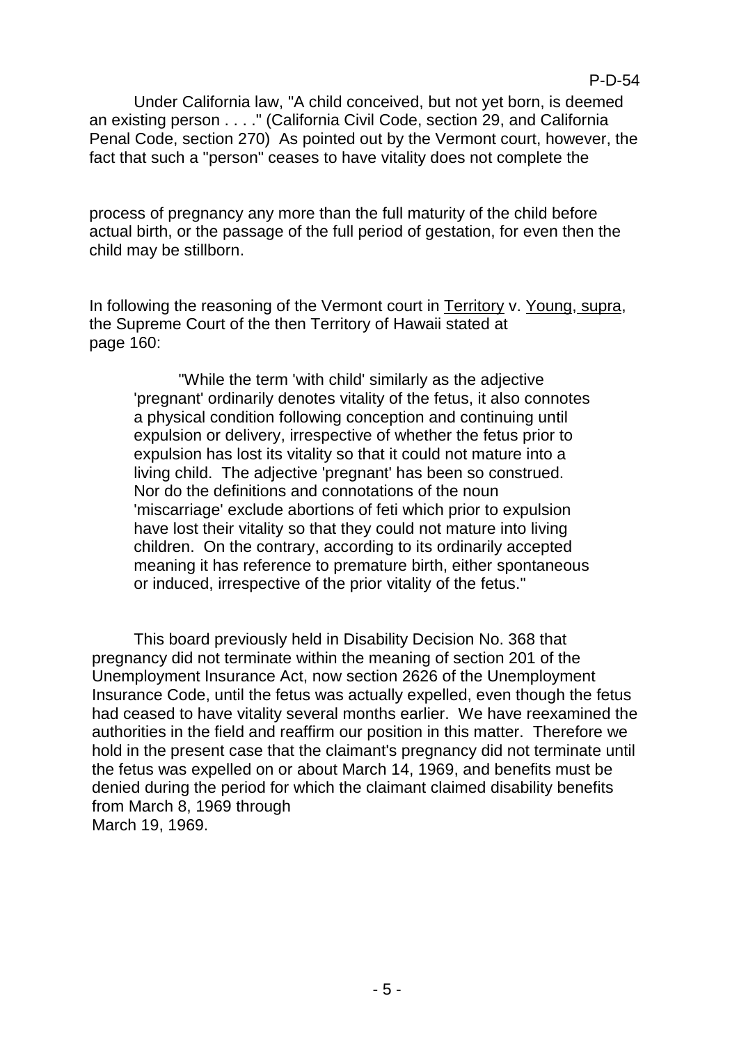Under California law, "A child conceived, but not yet born, is deemed an existing person . . . ." (California Civil Code, section 29, and California Penal Code, section 270) As pointed out by the Vermont court, however, the fact that such a "person" ceases to have vitality does not complete the

process of pregnancy any more than the full maturity of the child before actual birth, or the passage of the full period of gestation, for even then the child may be stillborn.

In following the reasoning of the Vermont court in Territory v. Young, supra, the Supreme Court of the then Territory of Hawaii stated at page 160:

> "While the term 'with child' similarly as the adjective 'pregnant' ordinarily denotes vitality of the fetus, it also connotes a physical condition following conception and continuing until expulsion or delivery, irrespective of whether the fetus prior to expulsion has lost its vitality so that it could not mature into a living child. The adjective 'pregnant' has been so construed. Nor do the definitions and connotations of the noun 'miscarriage' exclude abortions of feti which prior to expulsion have lost their vitality so that they could not mature into living children. On the contrary, according to its ordinarily accepted meaning it has reference to premature birth, either spontaneous or induced, irrespective of the prior vitality of the fetus."

This board previously held in Disability Decision No. 368 that pregnancy did not terminate within the meaning of section 201 of the Unemployment Insurance Act, now section 2626 of the Unemployment Insurance Code, until the fetus was actually expelled, even though the fetus had ceased to have vitality several months earlier. We have reexamined the authorities in the field and reaffirm our position in this matter. Therefore we hold in the present case that the claimant's pregnancy did not terminate until the fetus was expelled on or about March 14, 1969, and benefits must be denied during the period for which the claimant claimed disability benefits from March 8, 1969 through March 19, 1969.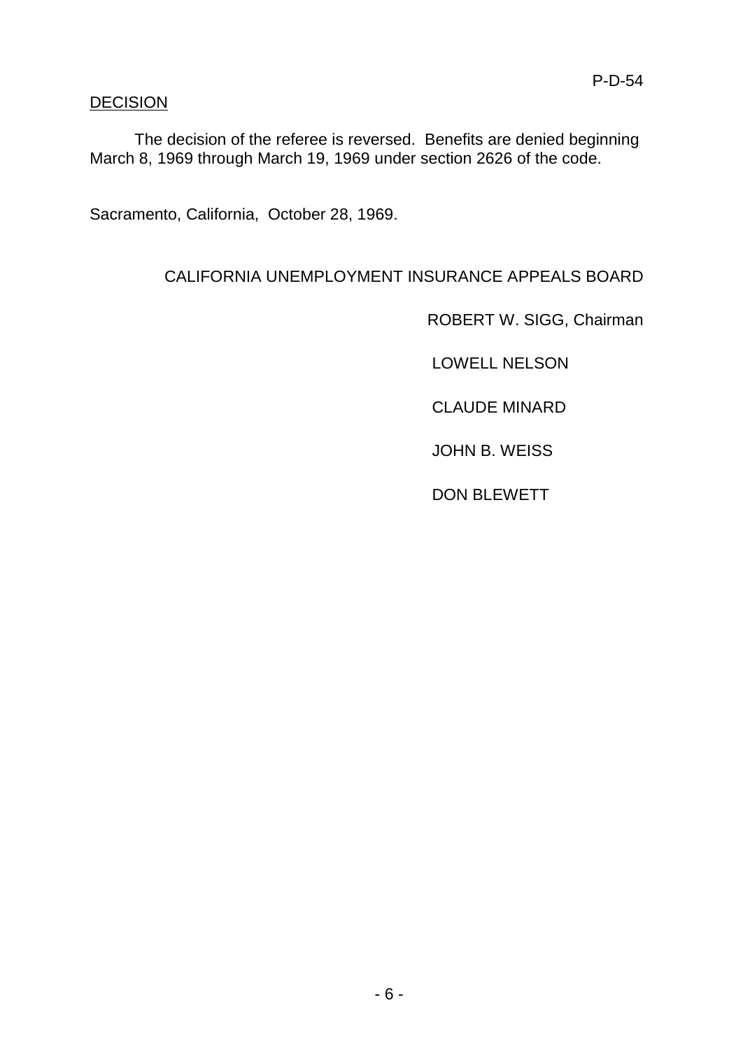DECISION

The decision of the referee is reversed. Benefits are denied beginning March 8, 1969 through March 19, 1969 under section 2626 of the code.

Sacramento, California, October 28, 1969.

CALIFORNIA UNEMPLOYMENT INSURANCE APPEALS BOARD

ROBERT W. SIGG, Chairman

LOWELL NELSON

CLAUDE MINARD

JOHN B. WEISS

DON BLEWETT